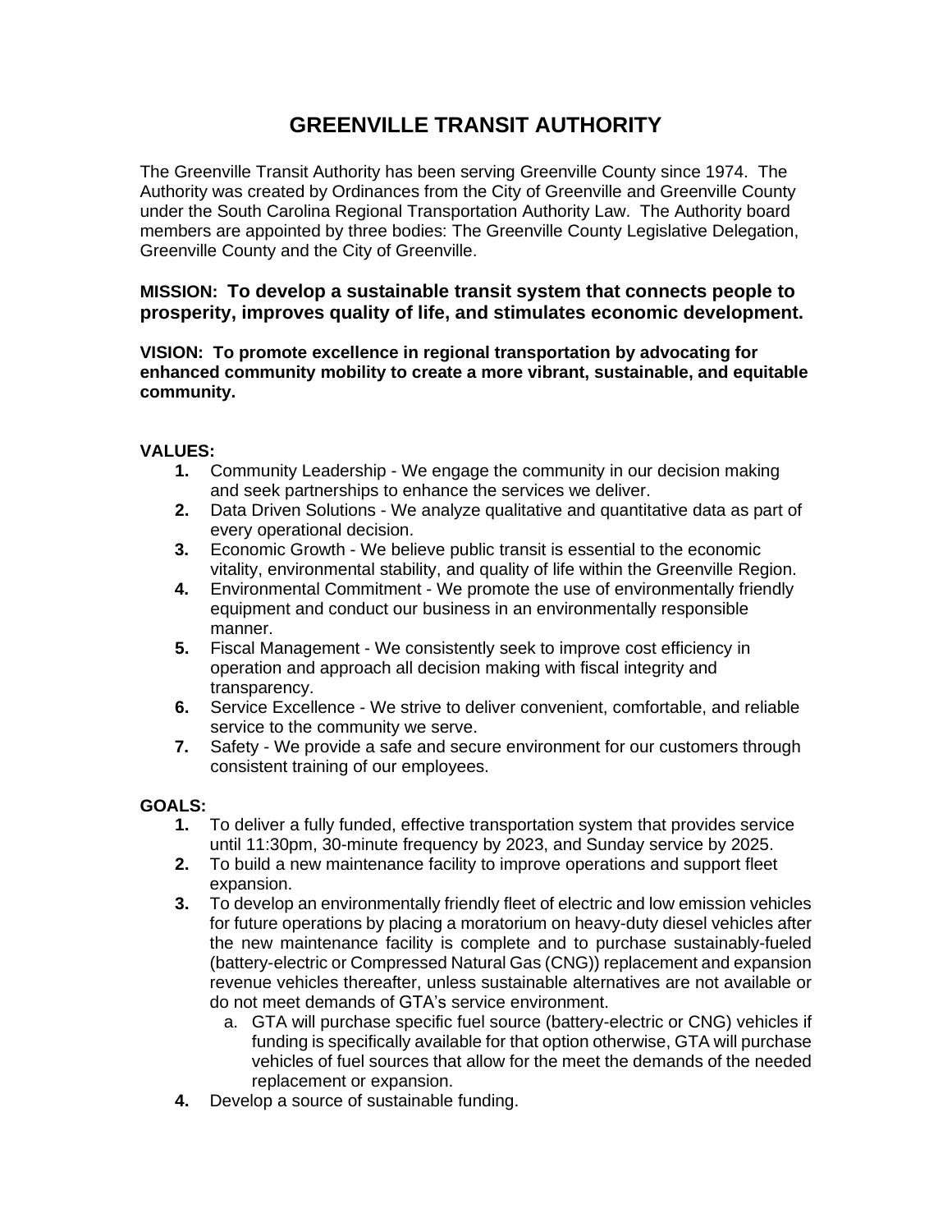# GREENVILLE TRANSIT AUTHORITY

The Greenville Transit Authority has been serving Greenville County since 1974. The Authority was created by Ordinances from the City of Greenville and Greenville County under the South Carolina Regional Transportation Authority Law. The Authority board members are appointed by three bodies: The Greenville County Legislative Delegation, Greenville County and the City of Greenville.

**MISSION: To develop a sustainable transit system that connects people to prosperity, improves quality of life, and stimulates economic development.**

**VISION: To promote excellence in regional transportation by advocating for enhanced community mobility to create a more vibrant, sustainable, and equitable community.**

**VALUES:**

1. Community Leadership - We engage the community in our decision making and seek partnerships to enhance the services we deliver.
2. Data Driven Solutions - We analyze qualitative and quantitative data as part of every operational decision.
3. Economic Growth - We believe public transit is essential to the economic vitality, environmental stability, and quality of life within the Greenville Region.
4. Environmental Commitment - We promote the use of environmentally friendly equipment and conduct our business in an environmentally responsible manner.
5. Fiscal Management - We consistently seek to improve cost efficiency in operation and approach all decision making with fiscal integrity and transparency.
6. Service Excellence - We strive to deliver convenient, comfortable, and reliable service to the community we serve.
7. Safety - We provide a safe and secure environment for our customers through consistent training of our employees.

**GOALS:**

1. To deliver a fully funded, effective transportation system that provides service until 11:30pm, 30-minute frequency by 2023, and Sunday service by 2025.
2. To build a new maintenance facility to improve operations and support fleet expansion.
3. To develop an environmentally friendly fleet of electric and low emission vehicles for future operations by placing a moratorium on heavy-duty diesel vehicles after the new maintenance facility is complete and to purchase sustainably-fueled (battery-electric or Compressed Natural Gas (CNG)) replacement and expansion revenue vehicles thereafter, unless sustainable alternatives are not available or do not meet demands of GTA's service environment.
   a. GTA will purchase specific fuel source (battery-electric or CNG) vehicles if funding is specifically available for that option otherwise, GTA will purchase vehicles of fuel sources that allow for the meet the demands of the needed replacement or expansion.
4. Develop a source of sustainable funding.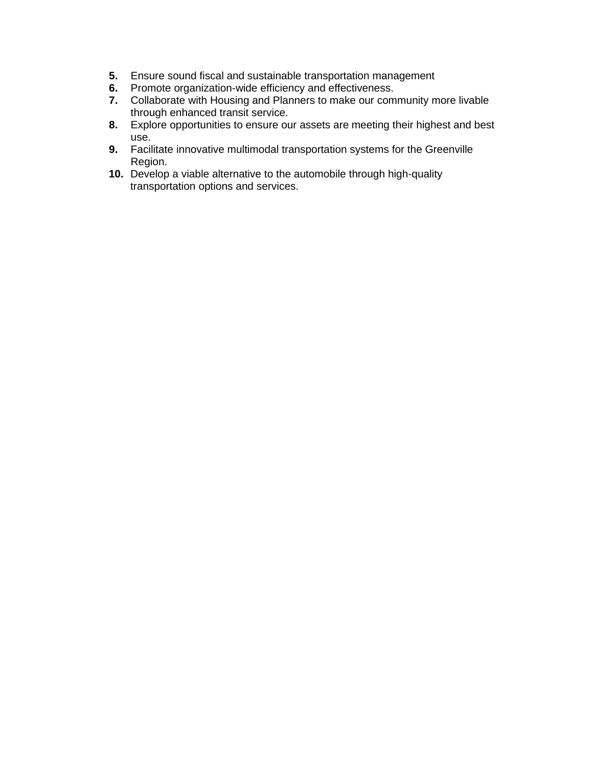5. Ensure sound fiscal and sustainable transportation management
6. Promote organization-wide efficiency and effectiveness.
7. Collaborate with Housing and Planners to make our community more livable through enhanced transit service.
8. Explore opportunities to ensure our assets are meeting their highest and best use.
9. Facilitate innovative multimodal transportation systems for the Greenville Region.
10. Develop a viable alternative to the automobile through high-quality transportation options and services.